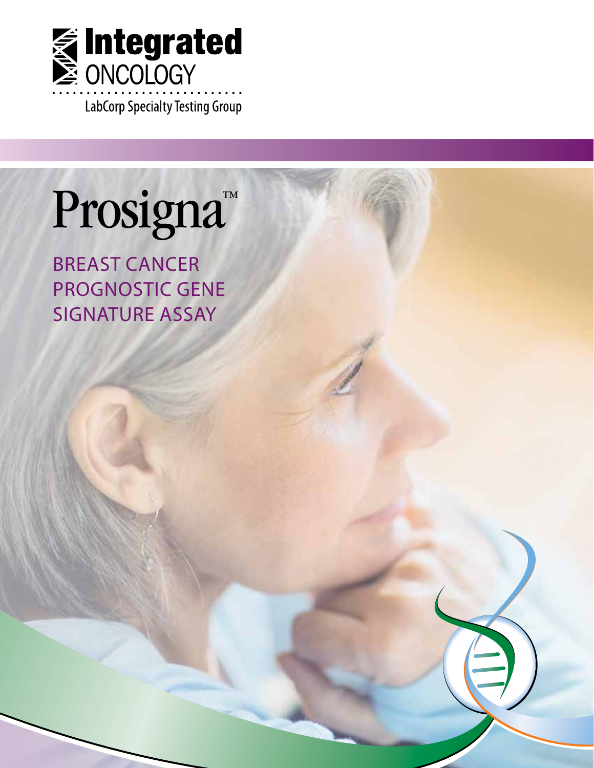Integrated ONCOLOGY

LabCorp Specialty Testing Group

# Prosigna™

## BREAST CANCER PROGNOSTIC GENE SIGNATURE ASSAY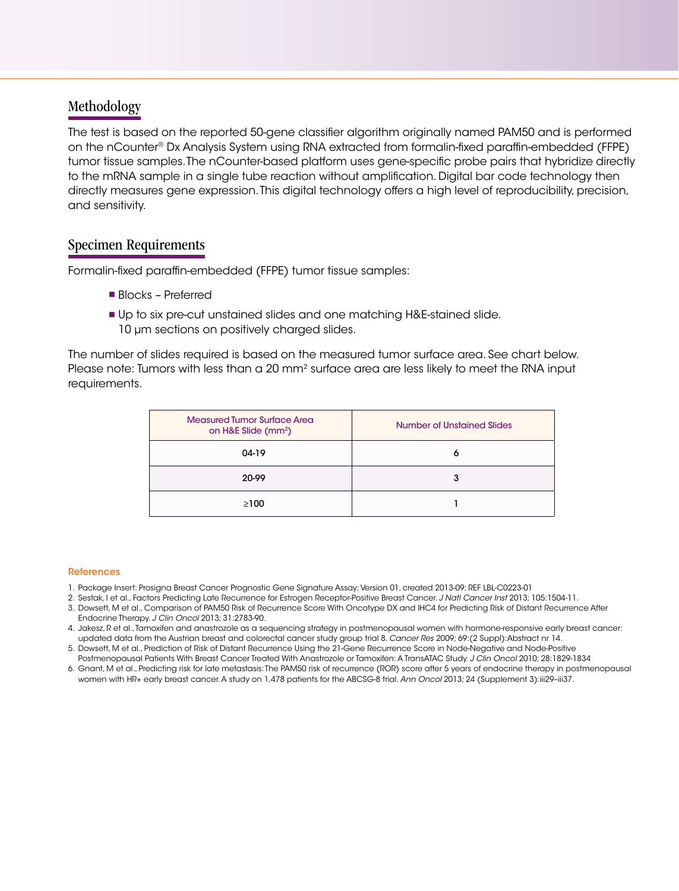## Methodology

The test is based on the reported 50-gene classifier algorithm originally named PAM50 and is performed on the nCounter® Dx Analysis System using RNA extracted from formalin-fixed paraffin-embedded (FFPE) tumor tissue samples. The nCounter-based platform uses gene-specific probe pairs that hybridize directly to the mRNA sample in a single tube reaction without amplification. Digital bar code technology then directly measures gene expression. This digital technology offers a high level of reproducibility, precision, and sensitivity.

## Specimen Requirements

Formalin-fixed paraffin-embedded (FFPE) tumor tissue samples:

- Blocks – Preferred
- Up to six pre-cut unstained slides and one matching H&E-stained slide. 10 µm sections on positively charged slides.

The number of slides required is based on the measured tumor surface area. See chart below. Please note: Tumors with less than a 20 $mm^2$ surface area are less likely to meet the RNA input requirements.

| Measured Tumor Surface Area on H&E Slide ($mm^2$) | Number of Unstained Slides |
|---|---|
| 04-19 | 6 |
| 20-99 | 3 |
| ≥100 | 1 |

### References

1. Package Insert: Prosigna Breast Cancer Prognostic Gene Signature Assay; Version 01, created 2013-09; REF LBL-C0223-01
2. Sestak, I et al., Factors Predicting Late Recurrence for Estrogen Receptor-Positive Breast Cancer. *J Natl Cancer Inst* 2013; 105:1504-11.
3. Dowsett, M et al., Comparison of PAM50 Risk of Recurrence Score With Oncotype DX and IHC4 for Predicting Risk of Distant Recurrence After Endocrine Therapy. *J Clin Oncol* 2013; 31:2783-90.
4. Jakesz, R et al., Tamoxifen and anastrozole as a sequencing strategy in postmenopausal women with hormone-responsive early breast cancer: updated data from the Austrian breast and colorectal cancer study group trial 8. *Cancer Res* 2009; 69:(2 Suppl):Abstract nr 14.
5. Dowsett, M et al., Prediction of Risk of Distant Recurrence Using the 21-Gene Recurrence Score in Node-Negative and Node-Positive Postmenopausal Patients With Breast Cancer Treated With Anastrozole or Tamoxifen: A TransATAC Study. *J Clin Oncol* 2010; 28:1829-1834
6. Gnant, M et al., Predicting risk for late metastasis: The PAM50 risk of recurrence (ROR) score after 5 years of endocrine therapy in postmenopausal women with HR+ early breast cancer. A study on 1,478 patients for the ABCSG-8 trial. *Ann Oncol* 2013; 24 (Supplement 3):iii29–iii37.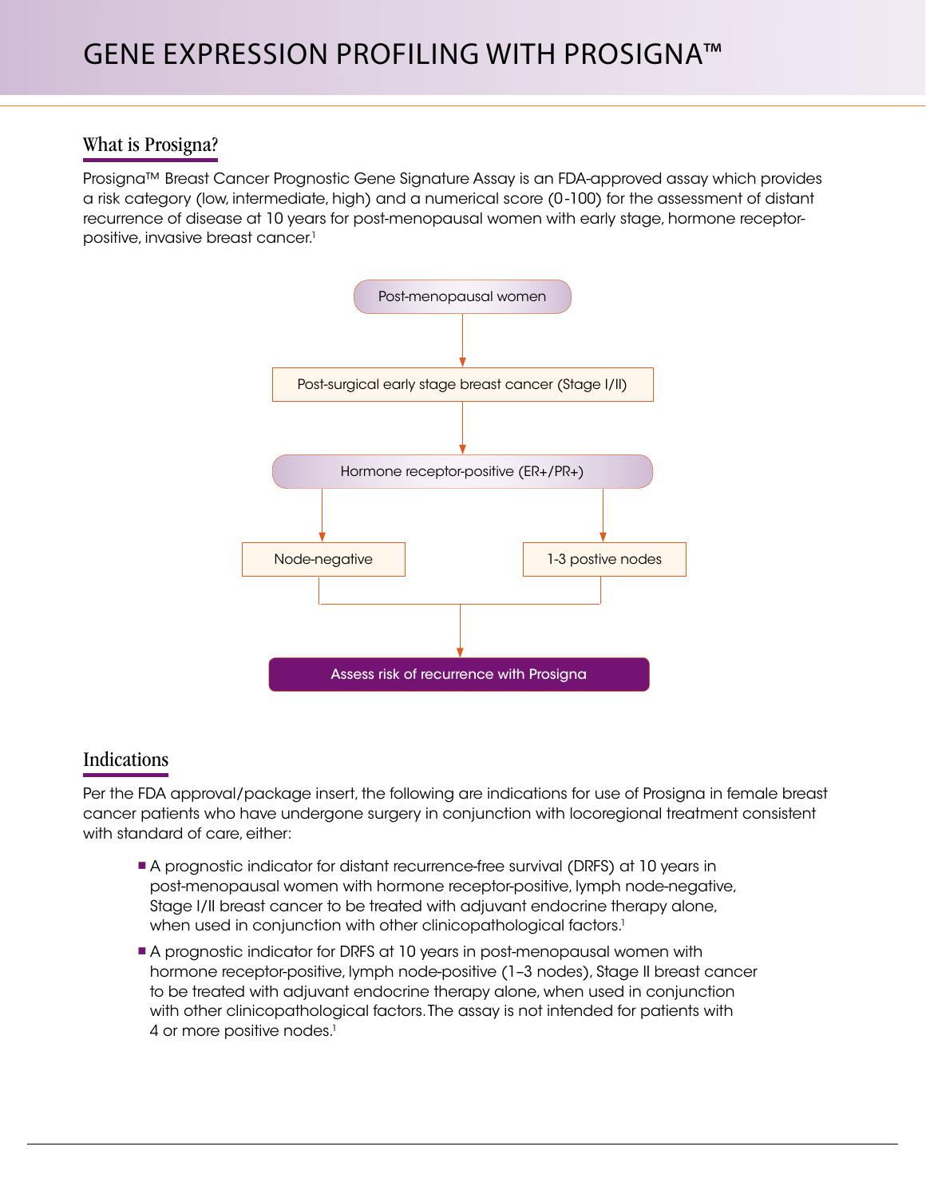# GENE EXPRESSION PROFILING WITH PROSIGNA™

## What is Prosigna?

Prosigna™ Breast Cancer Prognostic Gene Signature Assay is an FDA-approved assay which provides a risk category (low, intermediate, high) and a numerical score (0-100) for the assessment of distant recurrence of disease at 10 years for post-menopausal women with early stage, hormone receptor-positive, invasive breast cancer.[1]

Post-menopausal women

↓

Post-surgical early stage breast cancer (Stage I/II)

↓

Hormone receptor-positive (ER+/PR+)

↓ ↓

Node-negative | 1-3 postive nodes

↓

Assess risk of recurrence with Prosigna

## Indications

Per the FDA approval/package insert, the following are indications for use of Prosigna in female breast cancer patients who have undergone surgery in conjunction with locoregional treatment consistent with standard of care, either:

- A prognostic indicator for distant recurrence-free survival (DRFS) at 10 years in post-menopausal women with hormone receptor-positive, lymph node-negative, Stage I/II breast cancer to be treated with adjuvant endocrine therapy alone, when used in conjunction with other clinicopathological factors.[1]
- A prognostic indicator for DRFS at 10 years in post-menopausal women with hormone receptor-positive, lymph node-positive (1–3 nodes), Stage II breast cancer to be treated with adjuvant endocrine therapy alone, when used in conjunction with other clinicopathological factors. The assay is not intended for patients with 4 or more positive nodes.[1]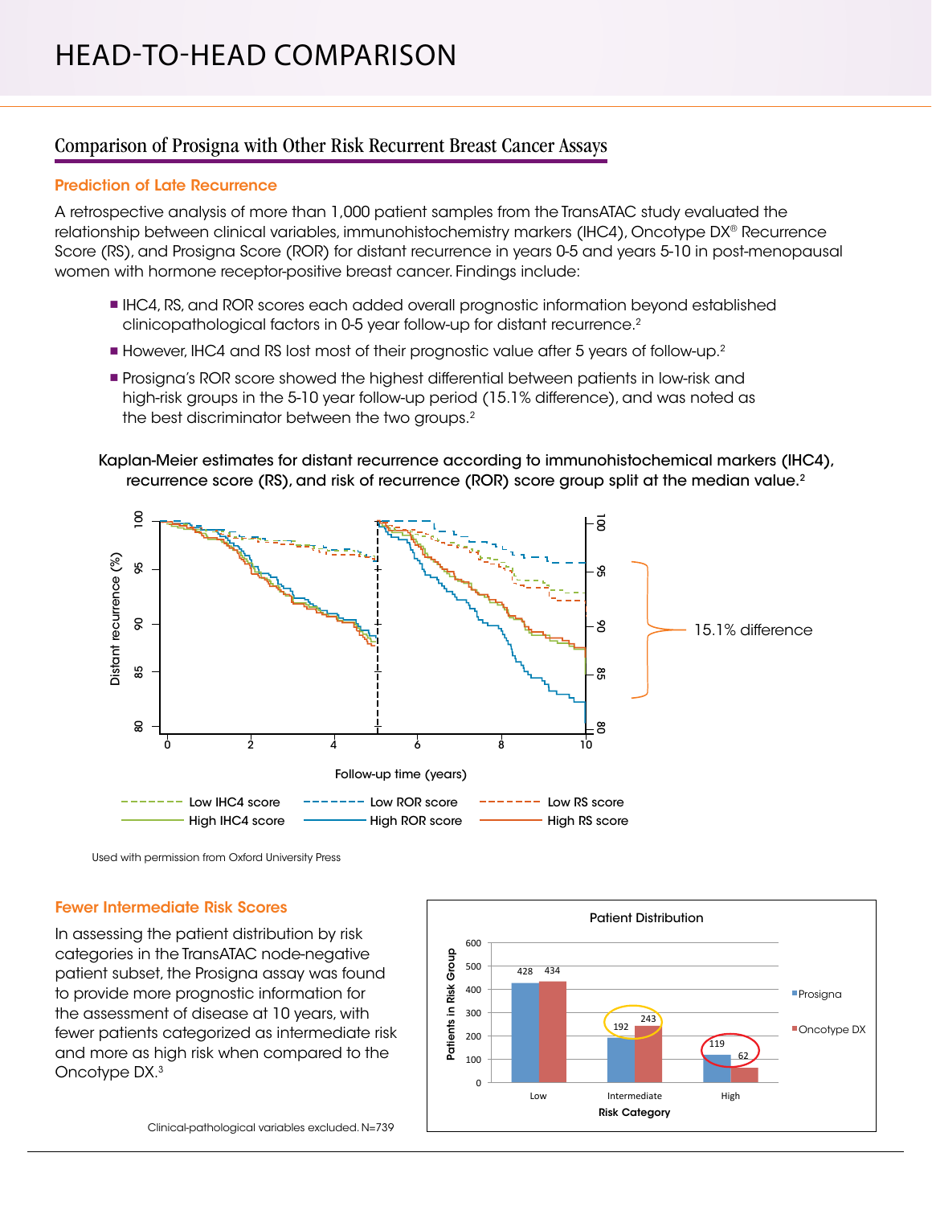# HEAD-TO-HEAD COMPARISON

## Comparison of Prosigna with Other Risk Recurrent Breast Cancer Assays

### Prediction of Late Recurrence

A retrospective analysis of more than 1,000 patient samples from the TransATAC study evaluated the relationship between clinical variables, immunohistochemistry markers (IHC4), Oncotype DX® Recurrence Score (RS), and Prosigna Score (ROR) for distant recurrence in years 0-5 and years 5-10 in post-menopausal women with hormone receptor-positive breast cancer. Findings include:

- IHC4, RS, and ROR scores each added overall prognostic information beyond established clinicopathological factors in 0-5 year follow-up for distant recurrence.[2]
- However, IHC4 and RS lost most of their prognostic value after 5 years of follow-up.[2]
- Prosigna's ROR score showed the highest differential between patients in low-risk and high-risk groups in the 5-10 year follow-up period (15.1% difference), and was noted as the best discriminator between the two groups.[2]

Kaplan-Meier estimates for distant recurrence according to immunohistochemical markers (IHC4), recurrence score (RS), and risk of recurrence (ROR) score group split at the median value.[2]

15.1% difference

Distant recurrence (%)

Follow-up time (years)

Low IHC4 score | High IHC4 score | Low ROR score | High ROR score | Low RS score | High RS score

Used with permission from Oxford University Press

### Fewer Intermediate Risk Scores

In assessing the patient distribution by risk categories in the TransATAC node-negative patient subset, the Prosigna assay was found to provide more prognostic information for the assessment of disease at 10 years, with fewer patients categorized as intermediate risk and more as high risk when compared to the Oncotype DX.[3]

Patient Distribution

| Risk Category | Prosigna | Oncotype DX |
|---|---|---|
| Low | 428 | 434 |
| Intermediate | 192 | 243 |
| High | 119 | 62 |

Clinical-pathological variables excluded. N=739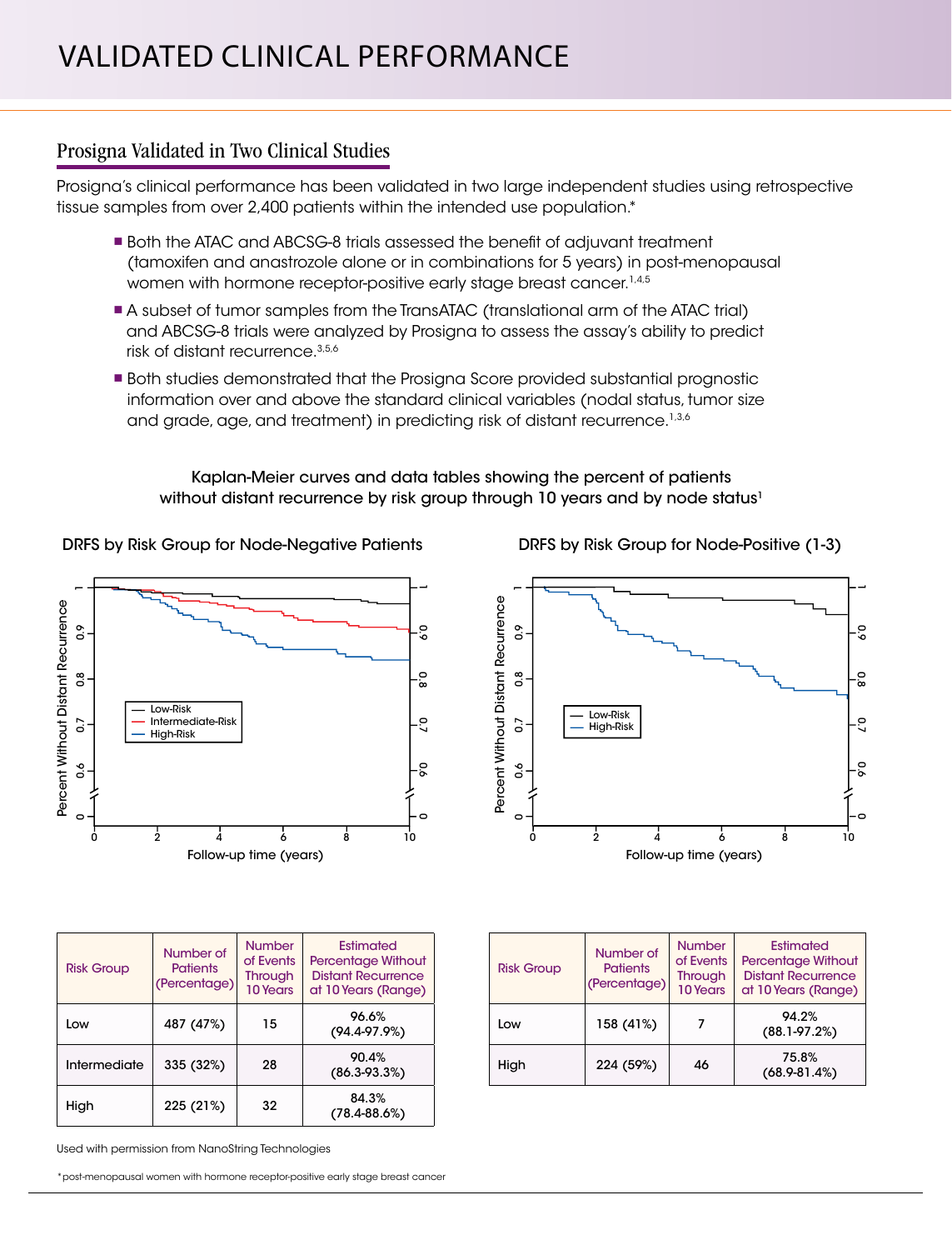# VALIDATED CLINICAL PERFORMANCE

## Prosigna Validated in Two Clinical Studies

Prosigna's clinical performance has been validated in two large independent studies using retrospective tissue samples from over 2,400 patients within the intended use population.*

- Both the ATAC and ABCSG-8 trials assessed the benefit of adjuvant treatment (tamoxifen and anastrozole alone or in combinations for 5 years) in post-menopausal women with hormone receptor-positive early stage breast cancer.[1,4,5]
- A subset of tumor samples from the TransATAC (translational arm of the ATAC trial) and ABCSG-8 trials were analyzed by Prosigna to assess the assay's ability to predict risk of distant recurrence.[3,5,6]
- Both studies demonstrated that the Prosigna Score provided substantial prognostic information over and above the standard clinical variables (nodal status, tumor size and grade, age, and treatment) in predicting risk of distant recurrence.[1,3,6]

Kaplan-Meier curves and data tables showing the percent of patients without distant recurrence by risk group through 10 years and by node status[1]

DRFS by Risk Group for Node-Negative Patients

| Risk Group | Number of Patients (Percentage) | Number of Events Through 10 Years | Estimated Percentage Without Distant Recurrence at 10 Years (Range) |
|---|---|---|---|
| Low | 487 (47%) | 15 | 96.6% (94.4-97.9%) |
| Intermediate | 335 (32%) | 28 | 90.4% (86.3-93.3%) |
| High | 225 (21%) | 32 | 84.3% (78.4-88.6%) |

DRFS by Risk Group for Node-Positive (1-3)

| Risk Group | Number of Patients (Percentage) | Number of Events Through 10 Years | Estimated Percentage Without Distant Recurrence at 10 Years (Range) |
|---|---|---|---|
| Low | 158 (41%) | 7 | 94.2% (88.1-97.2%) |
| High | 224 (59%) | 46 | 75.8% (68.9-81.4%) |

Used with permission from NanoString Technologies

*post-menopausal women with hormone receptor-positive early stage breast cancer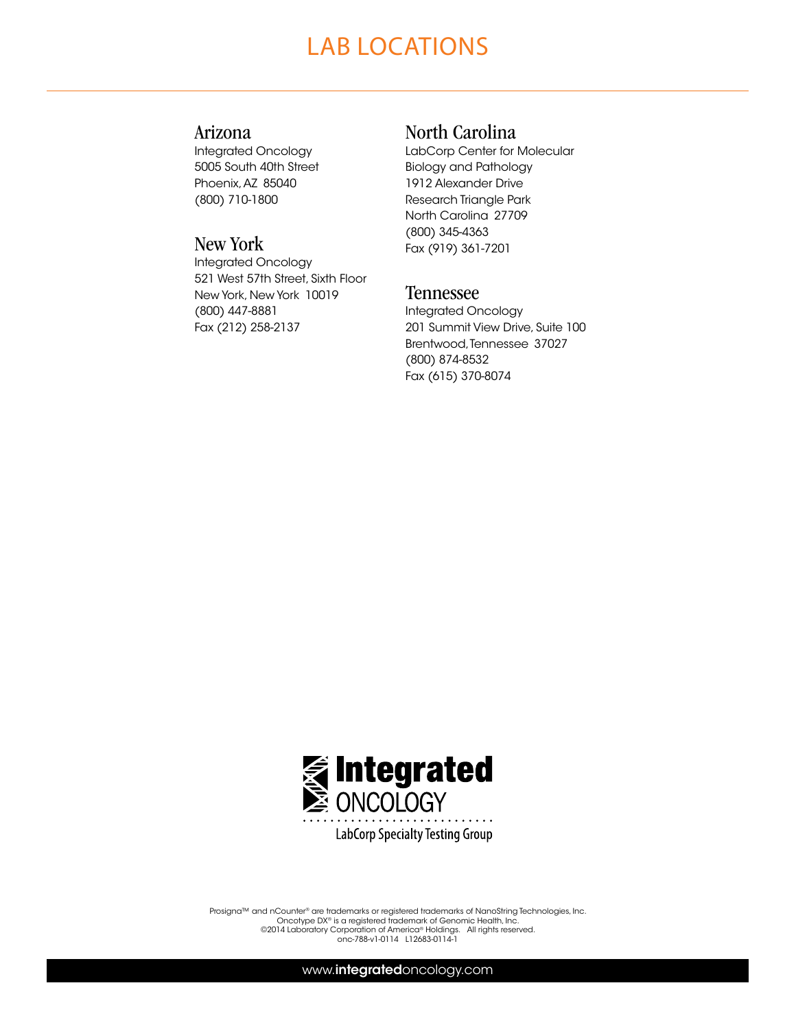# LAB LOCATIONS

## Arizona

Integrated Oncology
5005 South 40th Street
Phoenix, AZ 85040
(800) 710-1800

## New York

Integrated Oncology
521 West 57th Street, Sixth Floor
New York, New York 10019
(800) 447-8881
Fax (212) 258-2137

## North Carolina

LabCorp Center for Molecular
Biology and Pathology
1912 Alexander Drive
Research Triangle Park
North Carolina 27709
(800) 345-4363
Fax (919) 361-7201

## Tennessee

Integrated Oncology
201 Summit View Drive, Suite 100
Brentwood, Tennessee 37027
(800) 874-8532
Fax (615) 370-8074

**Integrated** ONCOLOGY
LabCorp Specialty Testing Group

Prosigna™ and nCounter® are trademarks or registered trademarks of NanoString Technologies, Inc.
Oncotype DX® is a registered trademark of Genomic Health, Inc.
©2014 Laboratory Corporation of America® Holdings. All rights reserved.
onc-788-v1-0114 L12683-0114-1

www.**integrated**oncology.com